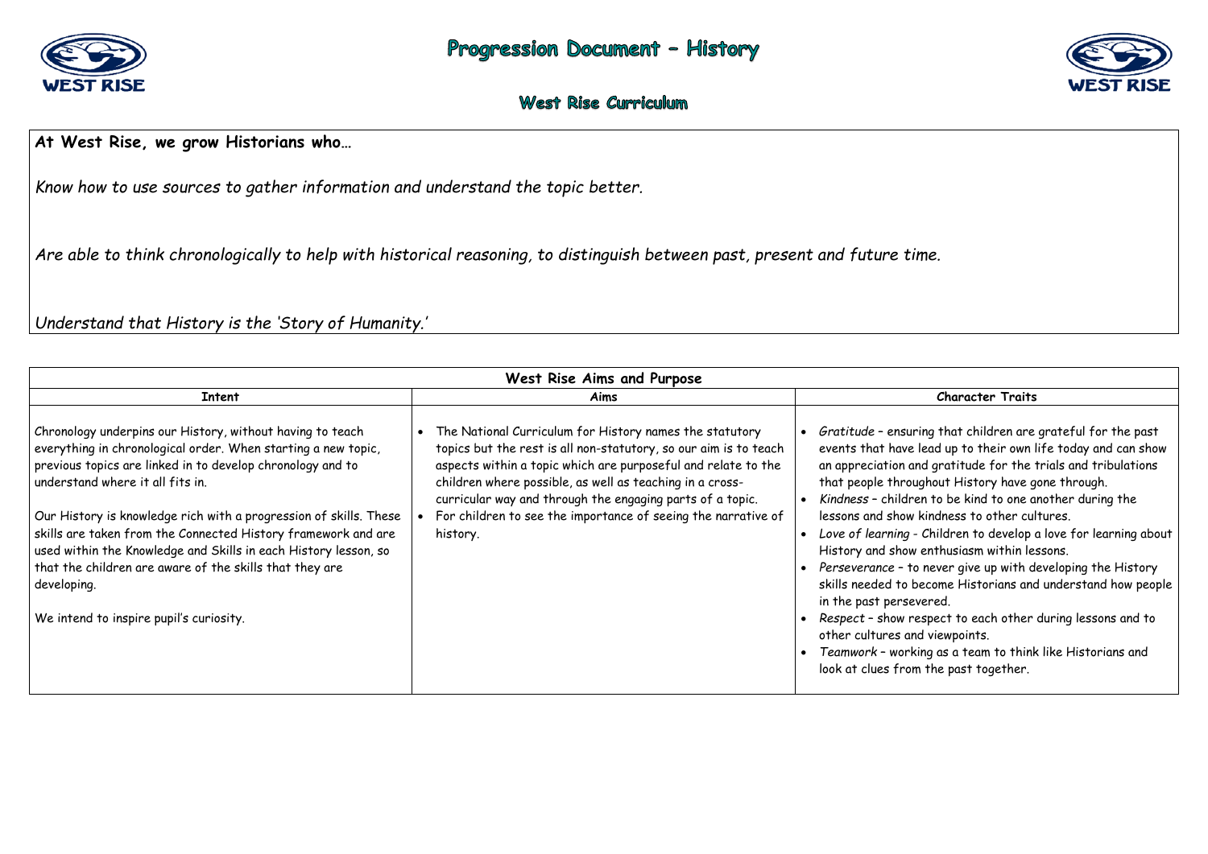# Progression Document – History

## West Rise Curriculum

**At West Rise, we grow Historians who…**

*Know how to use sources to gather information and understand the topic better.*

*Are able to think chronologically to help with historical reasoning, to distinguish between past, present and future time.*

*Understand that History is the 'Story of Humanity.'*

| West Rise Aims and Purpose | | |
|---|---|---|
| **Intent** | **Aims** | **Character Traits** |
| Chronology underpins our History, without having to teach everything in chronological order. When starting a new topic, previous topics are linked in to develop chronology and to understand where it all fits in.<br><br>Our History is knowledge rich with a progression of skills. These skills are taken from the Connected History framework and are used within the Knowledge and Skills in each History lesson, so that the children are aware of the skills that they are developing.<br><br>We intend to inspire pupil's curiosity. | • The National Curriculum for History names the statutory topics but the rest is all non-statutory, so our aim is to teach aspects within a topic which are purposeful and relate to the children where possible, as well as teaching in a cross-curricular way and through the engaging parts of a topic.<br>• For children to see the importance of seeing the narrative of history. | • *Gratitude* – ensuring that children are grateful for the past events that have lead up to their own life today and can show an appreciation and gratitude for the trials and tribulations that people throughout History have gone through.<br>• *Kindness* – children to be kind to one another during the lessons and show kindness to other cultures.<br>• *Love of learning* - Children to develop a love for learning about History and show enthusiasm within lessons.<br>• *Perseverance* – to never give up with developing the History skills needed to become Historians and understand how people in the past persevered.<br>• *Respect* – show respect to each other during lessons and to other cultures and viewpoints.<br>• *Teamwork* – working as a team to think like Historians and look at clues from the past together. |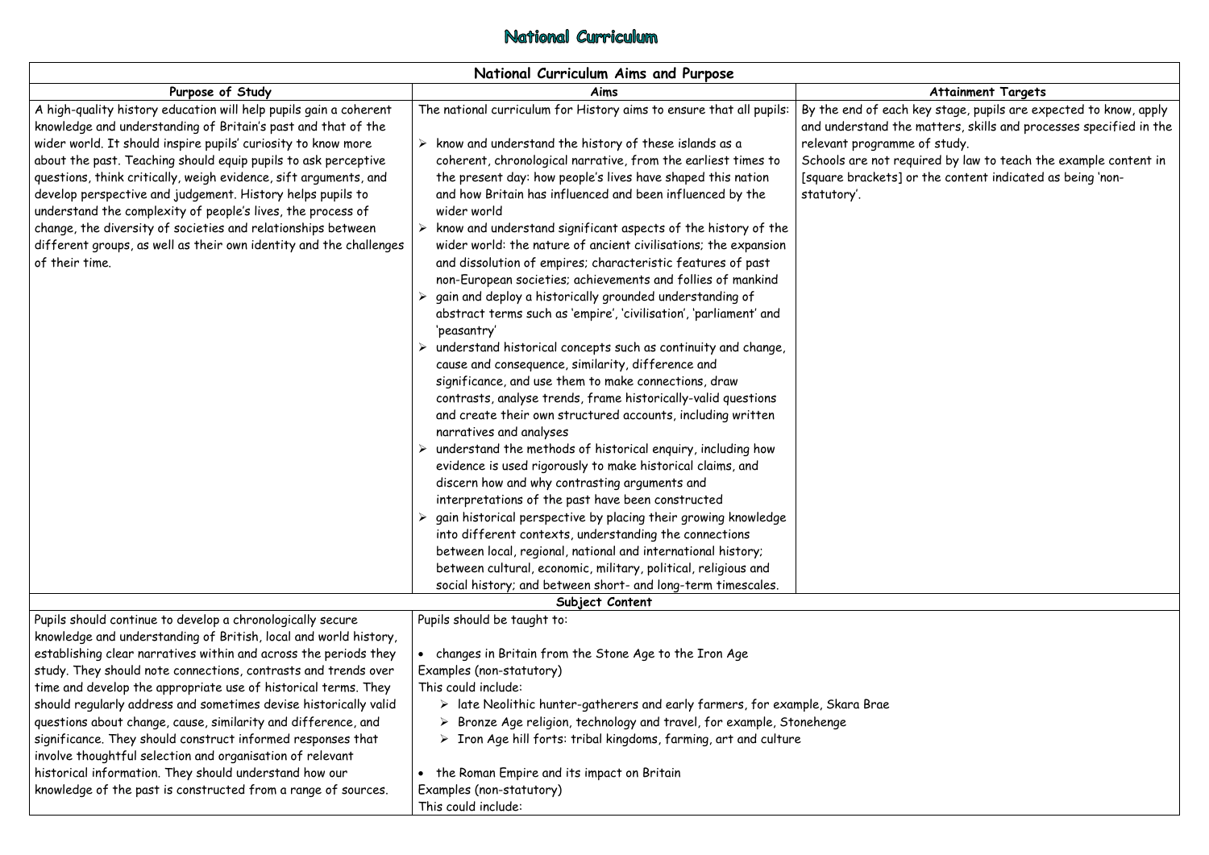# National Curriculum

| National Curriculum Aims and Purpose | | |
|---|---|---|
| **Purpose of Study** | **Aims** | **Attainment Targets** |
| A high-quality history education will help pupils gain a coherent knowledge and understanding of Britain's past and that of the wider world. It should inspire pupils' curiosity to know more about the past. Teaching should equip pupils to ask perceptive questions, think critically, weigh evidence, sift arguments, and develop perspective and judgement. History helps pupils to understand the complexity of people's lives, the process of change, the diversity of societies and relationships between different groups, as well as their own identity and the challenges of their time. | The national curriculum for History aims to ensure that all pupils:<br>➢ know and understand the history of these islands as a coherent, chronological narrative, from the earliest times to the present day: how people's lives have shaped this nation and how Britain has influenced and been influenced by the wider world<br>➢ know and understand significant aspects of the history of the wider world: the nature of ancient civilisations; the expansion and dissolution of empires; characteristic features of past non-European societies; achievements and follies of mankind<br>➢ gain and deploy a historically grounded understanding of abstract terms such as 'empire', 'civilisation', 'parliament' and 'peasantry'<br>➢ understand historical concepts such as continuity and change, cause and consequence, similarity, difference and significance, and use them to make connections, draw contrasts, analyse trends, frame historically-valid questions and create their own structured accounts, including written narratives and analyses<br>➢ understand the methods of historical enquiry, including how evidence is used rigorously to make historical claims, and discern how and why contrasting arguments and interpretations of the past have been constructed<br>➢ gain historical perspective by placing their growing knowledge into different contexts, understanding the connections between local, regional, national and international history; between cultural, economic, military, political, religious and social history; and between short- and long-term timescales. | By the end of each key stage, pupils are expected to know, apply and understand the matters, skills and processes specified in the relevant programme of study.<br>Schools are not required by law to teach the example content in [square brackets] or the content indicated as being 'non-statutory'. |
| **Subject Content** | | |
| Pupils should continue to develop a chronologically secure knowledge and understanding of British, local and world history, establishing clear narratives within and across the periods they study. They should note connections, contrasts and trends over time and develop the appropriate use of historical terms. They should regularly address and sometimes devise historically valid questions about change, cause, similarity and difference, and significance. They should construct informed responses that involve thoughtful selection and organisation of relevant historical information. They should understand how our knowledge of the past is constructed from a range of sources. | Pupils should be taught to:<br><br>• changes in Britain from the Stone Age to the Iron Age<br>Examples (non-statutory)<br>This could include:<br>➢ late Neolithic hunter-gatherers and early farmers, for example, Skara Brae<br>➢ Bronze Age religion, technology and travel, for example, Stonehenge<br>➢ Iron Age hill forts: tribal kingdoms, farming, art and culture<br><br>• the Roman Empire and its impact on Britain<br>Examples (non-statutory)<br>This could include: | |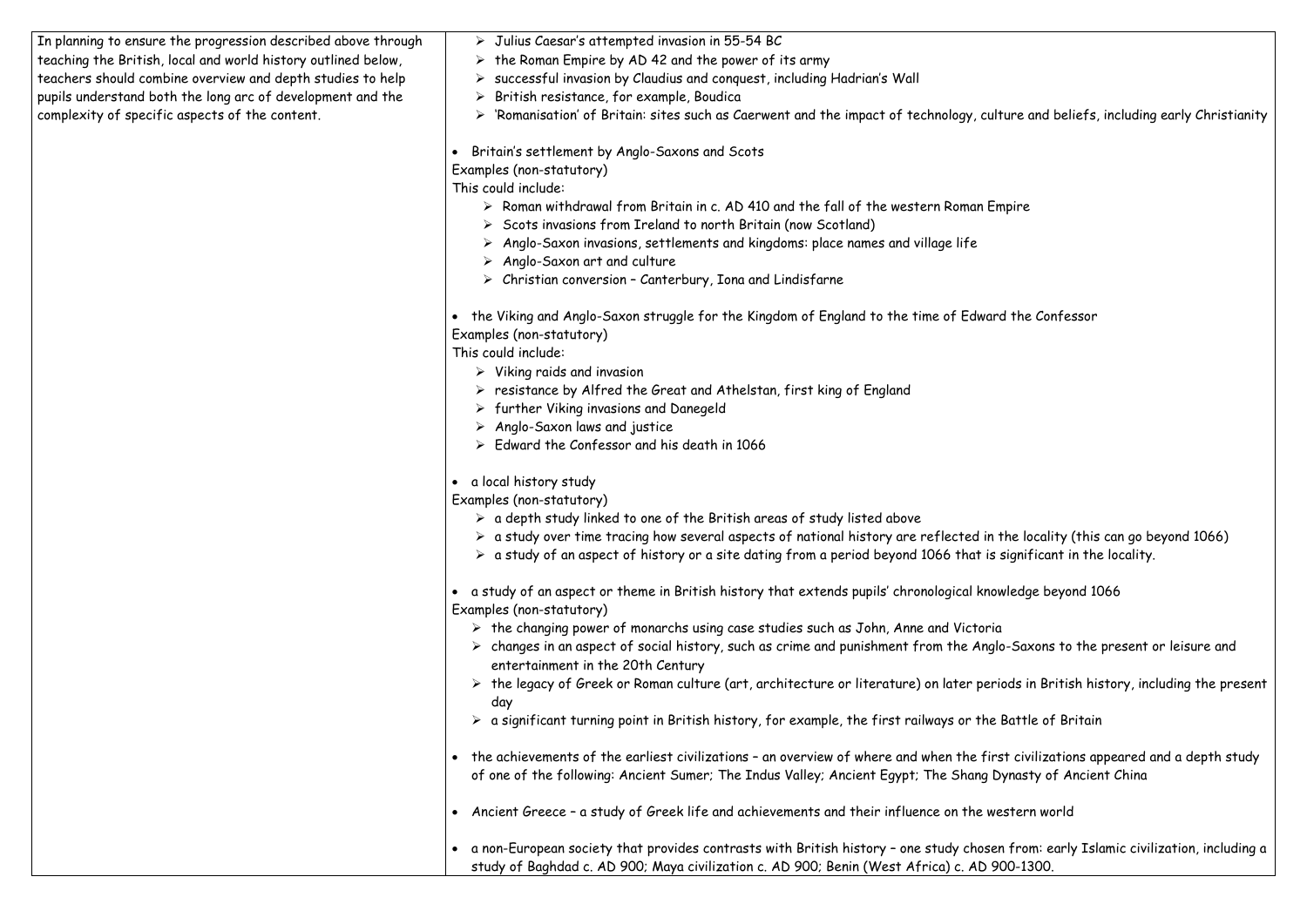| | |
|---|---|
| In planning to ensure the progression described above through teaching the British, local and world history outlined below, teachers should combine overview and depth studies to help pupils understand both the long arc of development and the complexity of specific aspects of the content. | ➢ Julius Caesar's attempted invasion in 55-54 BC<br>➢ the Roman Empire by AD 42 and the power of its army<br>➢ successful invasion by Claudius and conquest, including Hadrian's Wall<br>➢ British resistance, for example, Boudica<br>➢ 'Romanisation' of Britain: sites such as Caerwent and the impact of technology, culture and beliefs, including early Christianity<br><br>• Britain's settlement by Anglo-Saxons and Scots<br>Examples (non-statutory)<br>This could include:<br>➢ Roman withdrawal from Britain in c. AD 410 and the fall of the western Roman Empire<br>➢ Scots invasions from Ireland to north Britain (now Scotland)<br>➢ Anglo-Saxon invasions, settlements and kingdoms: place names and village life<br>➢ Anglo-Saxon art and culture<br>➢ Christian conversion – Canterbury, Iona and Lindisfarne<br><br>• the Viking and Anglo-Saxon struggle for the Kingdom of England to the time of Edward the Confessor<br>Examples (non-statutory)<br>This could include:<br>➢ Viking raids and invasion<br>➢ resistance by Alfred the Great and Athelstan, first king of England<br>➢ further Viking invasions and Danegeld<br>➢ Anglo-Saxon laws and justice<br>➢ Edward the Confessor and his death in 1066<br><br>• a local history study<br>Examples (non-statutory)<br>➢ a depth study linked to one of the British areas of study listed above<br>➢ a study over time tracing how several aspects of national history are reflected in the locality (this can go beyond 1066)<br>➢ a study of an aspect of history or a site dating from a period beyond 1066 that is significant in the locality.<br><br>• a study of an aspect or theme in British history that extends pupils' chronological knowledge beyond 1066<br>Examples (non-statutory)<br>➢ the changing power of monarchs using case studies such as John, Anne and Victoria<br>➢ changes in an aspect of social history, such as crime and punishment from the Anglo-Saxons to the present or leisure and entertainment in the 20th Century<br>➢ the legacy of Greek or Roman culture (art, architecture or literature) on later periods in British history, including the present day<br>➢ a significant turning point in British history, for example, the first railways or the Battle of Britain<br><br>• the achievements of the earliest civilizations – an overview of where and when the first civilizations appeared and a depth study of one of the following: Ancient Sumer; The Indus Valley; Ancient Egypt; The Shang Dynasty of Ancient China<br><br>• Ancient Greece – a study of Greek life and achievements and their influence on the western world<br><br>• a non-European society that provides contrasts with British history – one study chosen from: early Islamic civilization, including a study of Baghdad c. AD 900; Maya civilization c. AD 900; Benin (West Africa) c. AD 900-1300. |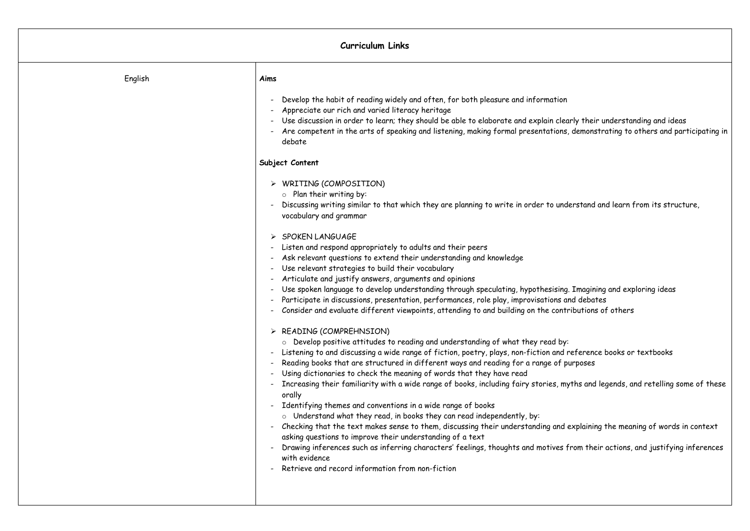| Curriculum Links | |
|---|---|
| English | **Aims**<br><br>- Develop the habit of reading widely and often, for both pleasure and information<br>- Appreciate our rich and varied literacy heritage<br>- Use discussion in order to learn; they should be able to elaborate and explain clearly their understanding and ideas<br>- Are competent in the arts of speaking and listening, making formal presentations, demonstrating to others and participating in debate<br><br>**Subject Content**<br><br>➢ WRITING (COMPOSITION)<br>○ Plan their writing by:<br>- Discussing writing similar to that which they are planning to write in order to understand and learn from its structure, vocabulary and grammar<br><br>➢ SPOKEN LANGUAGE<br>- Listen and respond appropriately to adults and their peers<br>- Ask relevant questions to extend their understanding and knowledge<br>- Use relevant strategies to build their vocabulary<br>- Articulate and justify answers, arguments and opinions<br>- Use spoken language to develop understanding through speculating, hypothesising. Imagining and exploring ideas<br>- Participate in discussions, presentation, performances, role play, improvisations and debates<br>- Consider and evaluate different viewpoints, attending to and building on the contributions of others<br><br>➢ READING (COMPREHNSION)<br>○ Develop positive attitudes to reading and understanding of what they read by:<br>- Listening to and discussing a wide range of fiction, poetry, plays, non-fiction and reference books or textbooks<br>- Reading books that are structured in different ways and reading for a range of purposes<br>- Using dictionaries to check the meaning of words that they have read<br>- Increasing their familiarity with a wide range of books, including fairy stories, myths and legends, and retelling some of these orally<br>- Identifying themes and conventions in a wide range of books<br>○ Understand what they read, in books they can read independently, by:<br>- Checking that the text makes sense to them, discussing their understanding and explaining the meaning of words in context asking questions to improve their understanding of a text<br>- Drawing inferences such as inferring characters' feelings, thoughts and motives from their actions, and justifying inferences with evidence<br>- Retrieve and record information from non-fiction |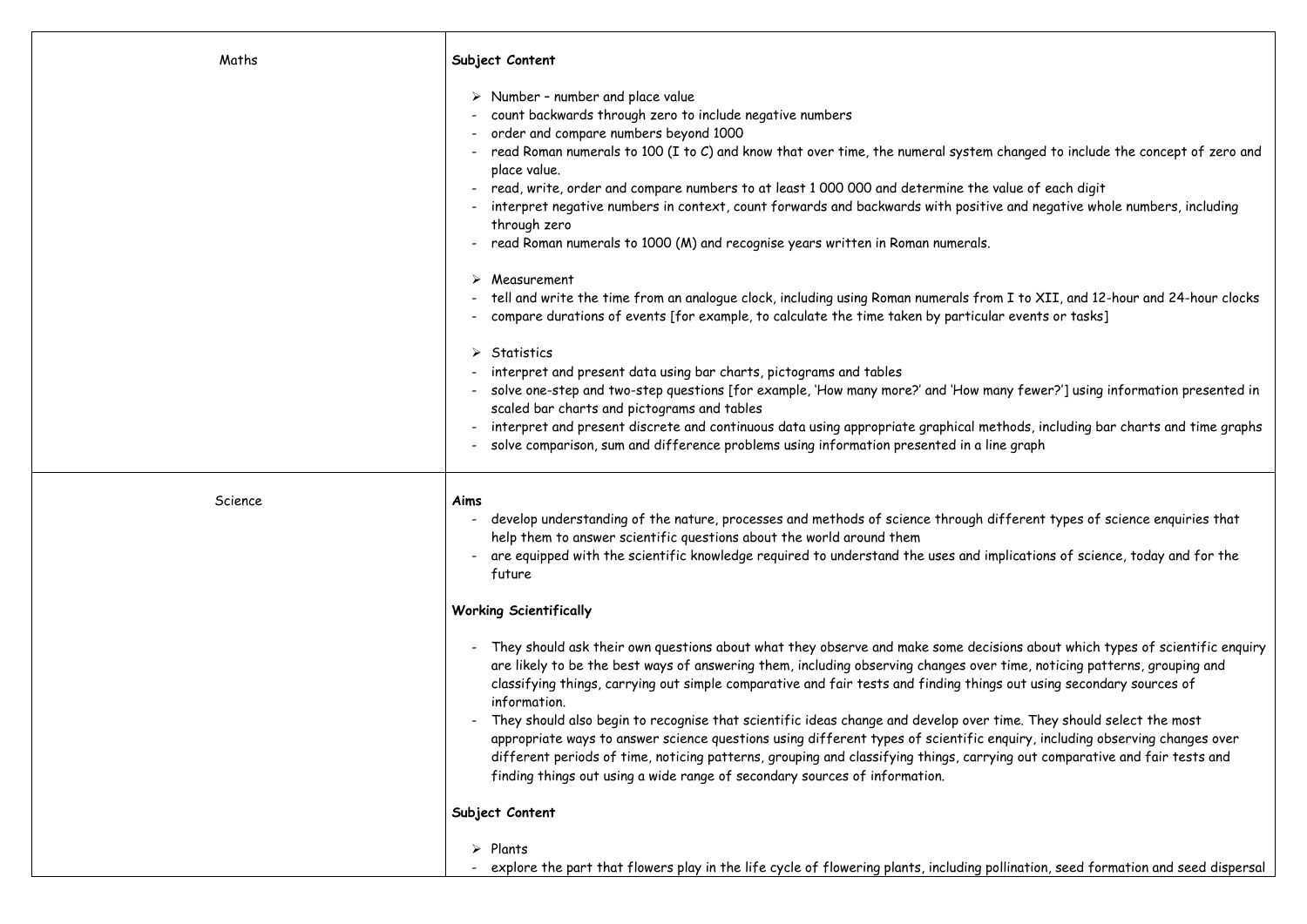| Maths | **Subject Content**<br><br>➢ Number – number and place value<br>- count backwards through zero to include negative numbers<br>- order and compare numbers beyond 1000<br>- read Roman numerals to 100 (I to C) and know that over time, the numeral system changed to include the concept of zero and place value.<br>- read, write, order and compare numbers to at least 1 000 000 and determine the value of each digit<br>- interpret negative numbers in context, count forwards and backwards with positive and negative whole numbers, including through zero<br>- read Roman numerals to 1000 (M) and recognise years written in Roman numerals.<br><br>➢ Measurement<br>- tell and write the time from an analogue clock, including using Roman numerals from I to XII, and 12-hour and 24-hour clocks<br>- compare durations of events [for example, to calculate the time taken by particular events or tasks]<br><br>➢ Statistics<br>- interpret and present data using bar charts, pictograms and tables<br>- solve one-step and two-step questions [for example, 'How many more?' and 'How many fewer?'] using information presented in scaled bar charts and pictograms and tables<br>- interpret and present discrete and continuous data using appropriate graphical methods, including bar charts and time graphs<br>- solve comparison, sum and difference problems using information presented in a line graph |
|---|---|
| Science | **Aims**<br>- develop understanding of the nature, processes and methods of science through different types of science enquiries that help them to answer scientific questions about the world around them<br>- are equipped with the scientific knowledge required to understand the uses and implications of science, today and for the future<br><br>**Working Scientifically**<br><br>- They should ask their own questions about what they observe and make some decisions about which types of scientific enquiry are likely to be the best ways of answering them, including observing changes over time, noticing patterns, grouping and classifying things, carrying out simple comparative and fair tests and finding things out using secondary sources of information.<br>- They should also begin to recognise that scientific ideas change and develop over time. They should select the most appropriate ways to answer science questions using different types of scientific enquiry, including observing changes over different periods of time, noticing patterns, grouping and classifying things, carrying out comparative and fair tests and finding things out using a wide range of secondary sources of information.<br><br>**Subject Content**<br><br>➢ Plants<br>- explore the part that flowers play in the life cycle of flowering plants, including pollination, seed formation and seed dispersal |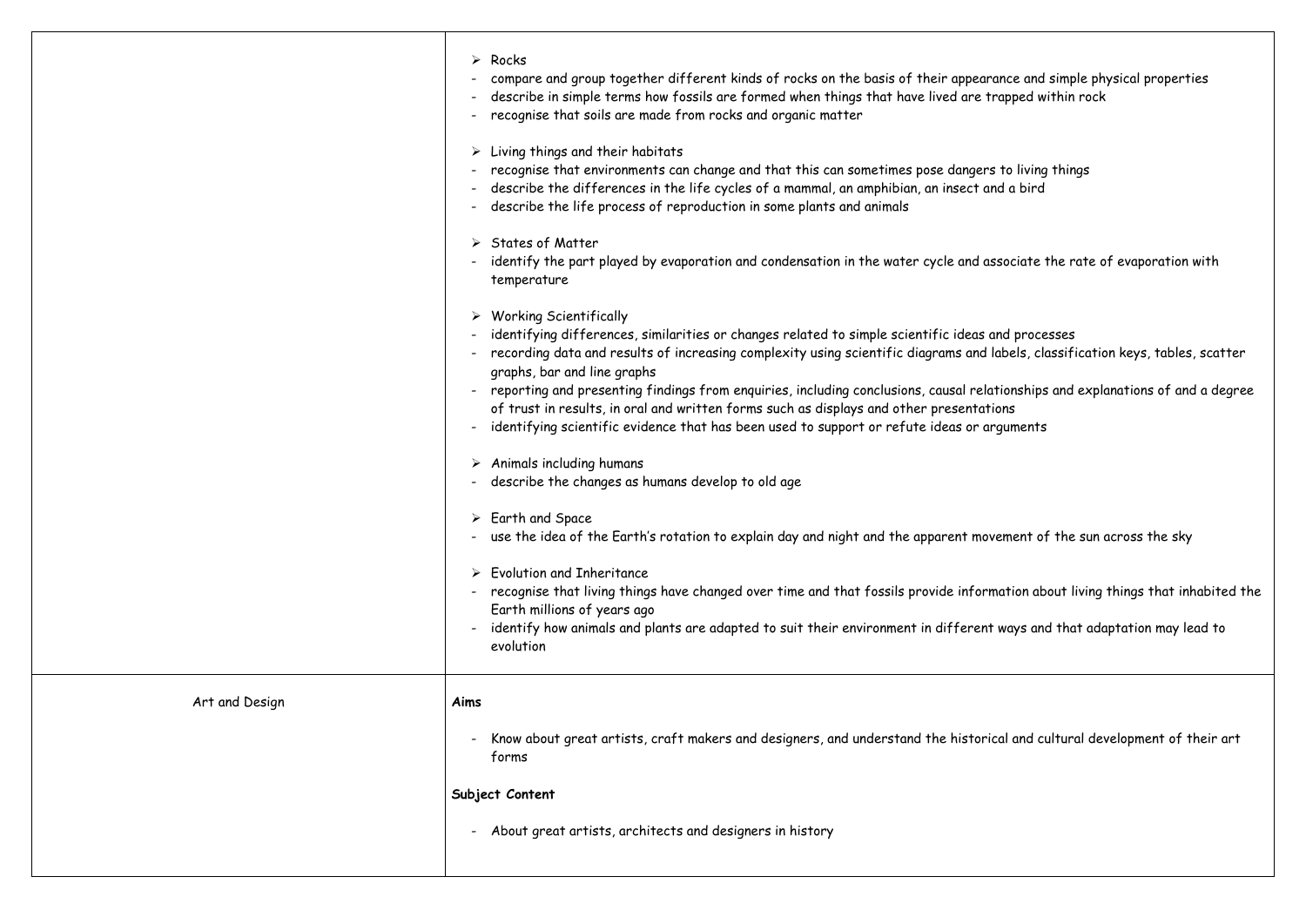| | |
|---|---|
| | ➢ Rocks<br>- compare and group together different kinds of rocks on the basis of their appearance and simple physical properties<br>- describe in simple terms how fossils are formed when things that have lived are trapped within rock<br>- recognise that soils are made from rocks and organic matter<br><br>➢ Living things and their habitats<br>- recognise that environments can change and that this can sometimes pose dangers to living things<br>- describe the differences in the life cycles of a mammal, an amphibian, an insect and a bird<br>- describe the life process of reproduction in some plants and animals<br><br>➢ States of Matter<br>- identify the part played by evaporation and condensation in the water cycle and associate the rate of evaporation with temperature<br><br>➢ Working Scientifically<br>- identifying differences, similarities or changes related to simple scientific ideas and processes<br>- recording data and results of increasing complexity using scientific diagrams and labels, classification keys, tables, scatter graphs, bar and line graphs<br>- reporting and presenting findings from enquiries, including conclusions, causal relationships and explanations of and a degree of trust in results, in oral and written forms such as displays and other presentations<br>- identifying scientific evidence that has been used to support or refute ideas or arguments<br><br>➢ Animals including humans<br>- describe the changes as humans develop to old age<br><br>➢ Earth and Space<br>- use the idea of the Earth's rotation to explain day and night and the apparent movement of the sun across the sky<br><br>➢ Evolution and Inheritance<br>- recognise that living things have changed over time and that fossils provide information about living things that inhabited the Earth millions of years ago<br>- identify how animals and plants are adapted to suit their environment in different ways and that adaptation may lead to evolution |
| Art and Design | **Aims**<br><br>- Know about great artists, craft makers and designers, and understand the historical and cultural development of their art forms<br><br>**Subject Content**<br><br>- About great artists, architects and designers in history |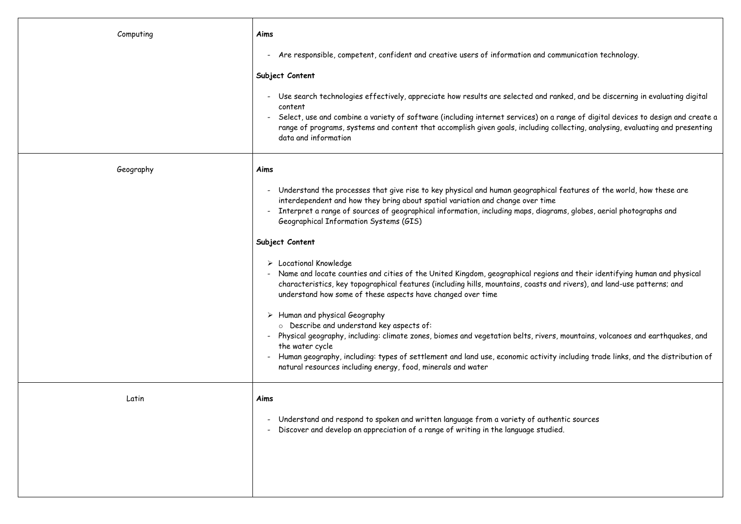| | |
|---|---|
| Computing | **Aims**<br><br>- Are responsible, competent, confident and creative users of information and communication technology.<br><br>**Subject Content**<br><br>- Use search technologies effectively, appreciate how results are selected and ranked, and be discerning in evaluating digital content<br>- Select, use and combine a variety of software (including internet services) on a range of digital devices to design and create a range of programs, systems and content that accomplish given goals, including collecting, analysing, evaluating and presenting data and information |
| Geography | **Aims**<br><br>- Understand the processes that give rise to key physical and human geographical features of the world, how these are interdependent and how they bring about spatial variation and change over time<br>- Interpret a range of sources of geographical information, including maps, diagrams, globes, aerial photographs and Geographical Information Systems (GIS)<br><br>**Subject Content**<br><br>➢ Locational Knowledge<br>- Name and locate counties and cities of the United Kingdom, geographical regions and their identifying human and physical characteristics, key topographical features (including hills, mountains, coasts and rivers), and land-use patterns; and understand how some of these aspects have changed over time<br><br>➢ Human and physical Geography<br>○ Describe and understand key aspects of:<br>- Physical geography, including: climate zones, biomes and vegetation belts, rivers, mountains, volcanoes and earthquakes, and the water cycle<br>- Human geography, including: types of settlement and land use, economic activity including trade links, and the distribution of natural resources including energy, food, minerals and water |
| Latin | **Aims**<br><br>- Understand and respond to spoken and written language from a variety of authentic sources<br>- Discover and develop an appreciation of a range of writing in the language studied. |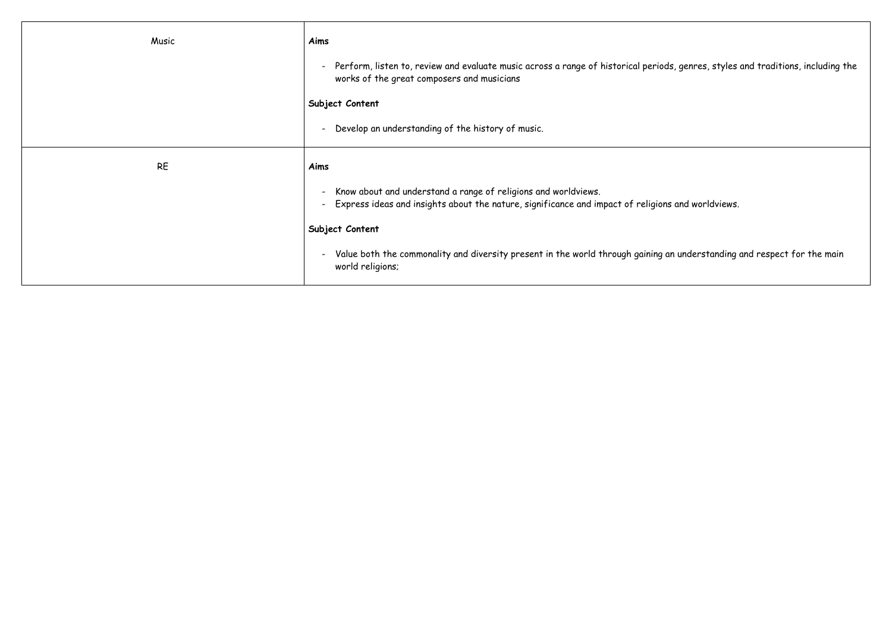| | |
|---|---|
| Music | **Aims**<br><br>- Perform, listen to, review and evaluate music across a range of historical periods, genres, styles and traditions, including the works of the great composers and musicians<br><br>**Subject Content**<br><br>- Develop an understanding of the history of music. |
| RE | **Aims**<br><br>- Know about and understand a range of religions and worldviews.<br>- Express ideas and insights about the nature, significance and impact of religions and worldviews.<br><br>**Subject Content**<br><br>- Value both the commonality and diversity present in the world through gaining an understanding and respect for the main world religions; |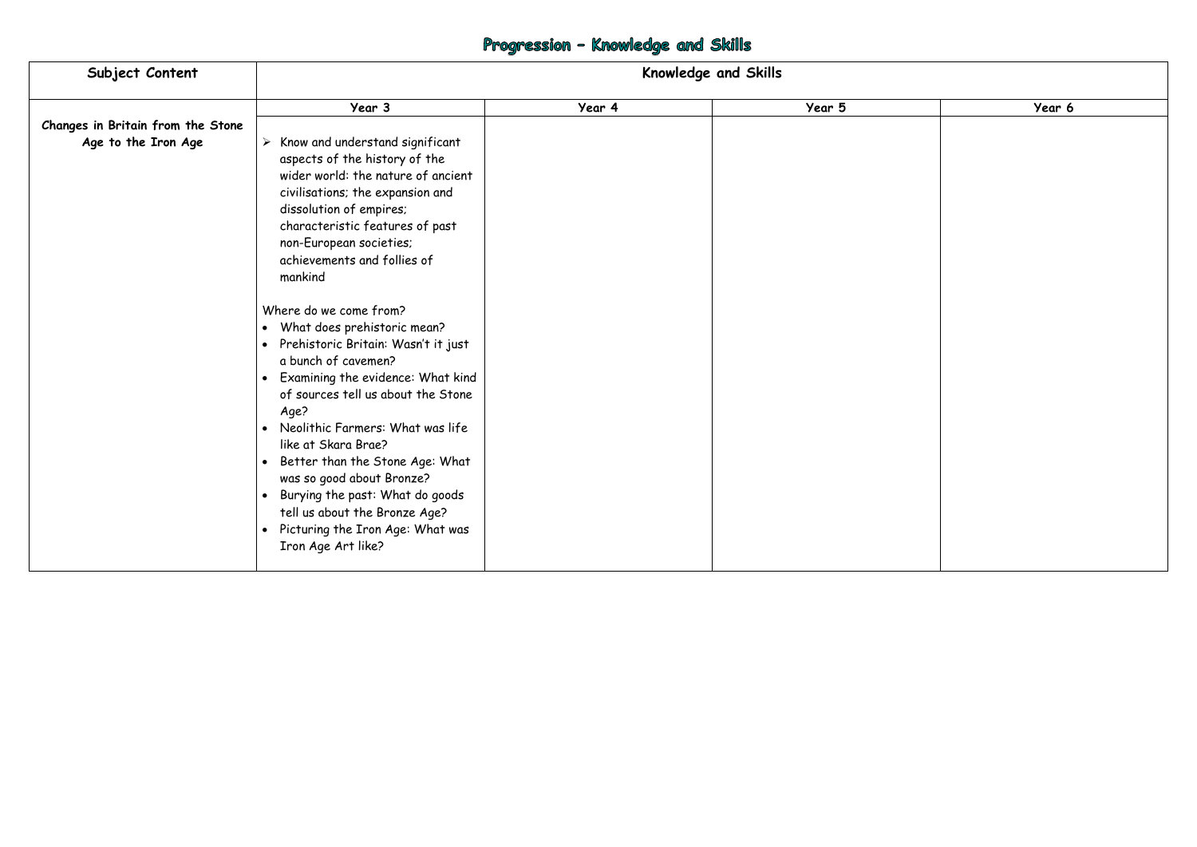# Progression – Knowledge and Skills

| Subject Content | Knowledge and Skills | | | |
|---|---|---|---|---|
| | Year 3 | Year 4 | Year 5 | Year 6 |
| **Changes in Britain from the Stone Age to the Iron Age** | ➢ Know and understand significant aspects of the history of the wider world: the nature of ancient civilisations; the expansion and dissolution of empires; characteristic features of past non-European societies; achievements and follies of mankind<br><br>Where do we come from?<br>• What does prehistoric mean?<br>• Prehistoric Britain: Wasn't it just a bunch of cavemen?<br>• Examining the evidence: What kind of sources tell us about the Stone Age?<br>• Neolithic Farmers: What was life like at Skara Brae?<br>• Better than the Stone Age: What was so good about Bronze?<br>• Burying the past: What do goods tell us about the Bronze Age?<br>• Picturing the Iron Age: What was Iron Age Art like? | | | |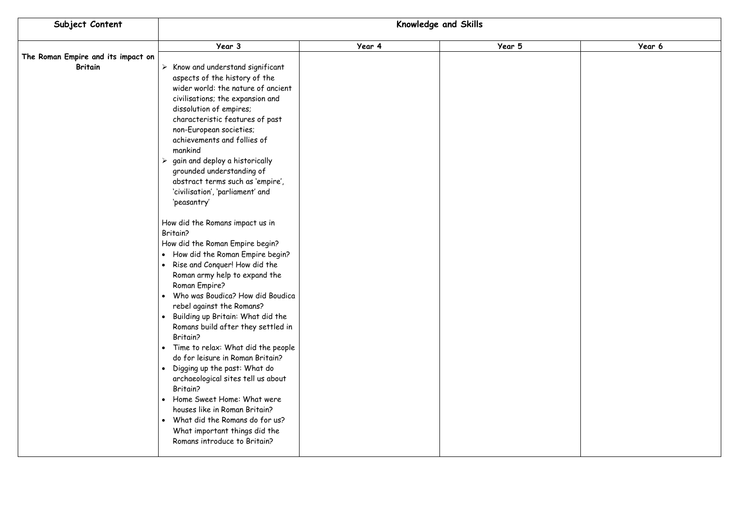| Subject Content | Knowledge and Skills | | | |
|---|---|---|---|---|
| | Year 3 | Year 4 | Year 5 | Year 6 |
| **The Roman Empire and its impact on Britain** | ➢ Know and understand significant aspects of the history of the wider world: the nature of ancient civilisations; the expansion and dissolution of empires; characteristic features of past non-European societies; achievements and follies of mankind<br>➢ gain and deploy a historically grounded understanding of abstract terms such as 'empire', 'civilisation', 'parliament' and 'peasantry'<br><br>How did the Romans impact us in Britain?<br>How did the Roman Empire begin?<br>• How did the Roman Empire begin?<br>• Rise and Conquer! How did the Roman army help to expand the Roman Empire?<br>• Who was Boudica? How did Boudica rebel against the Romans?<br>• Building up Britain: What did the Romans build after they settled in Britain?<br>• Time to relax: What did the people do for leisure in Roman Britain?<br>• Digging up the past: What do archaeological sites tell us about Britain?<br>• Home Sweet Home: What were houses like in Roman Britain?<br>• What did the Romans do for us? What important things did the Romans introduce to Britain? | | | |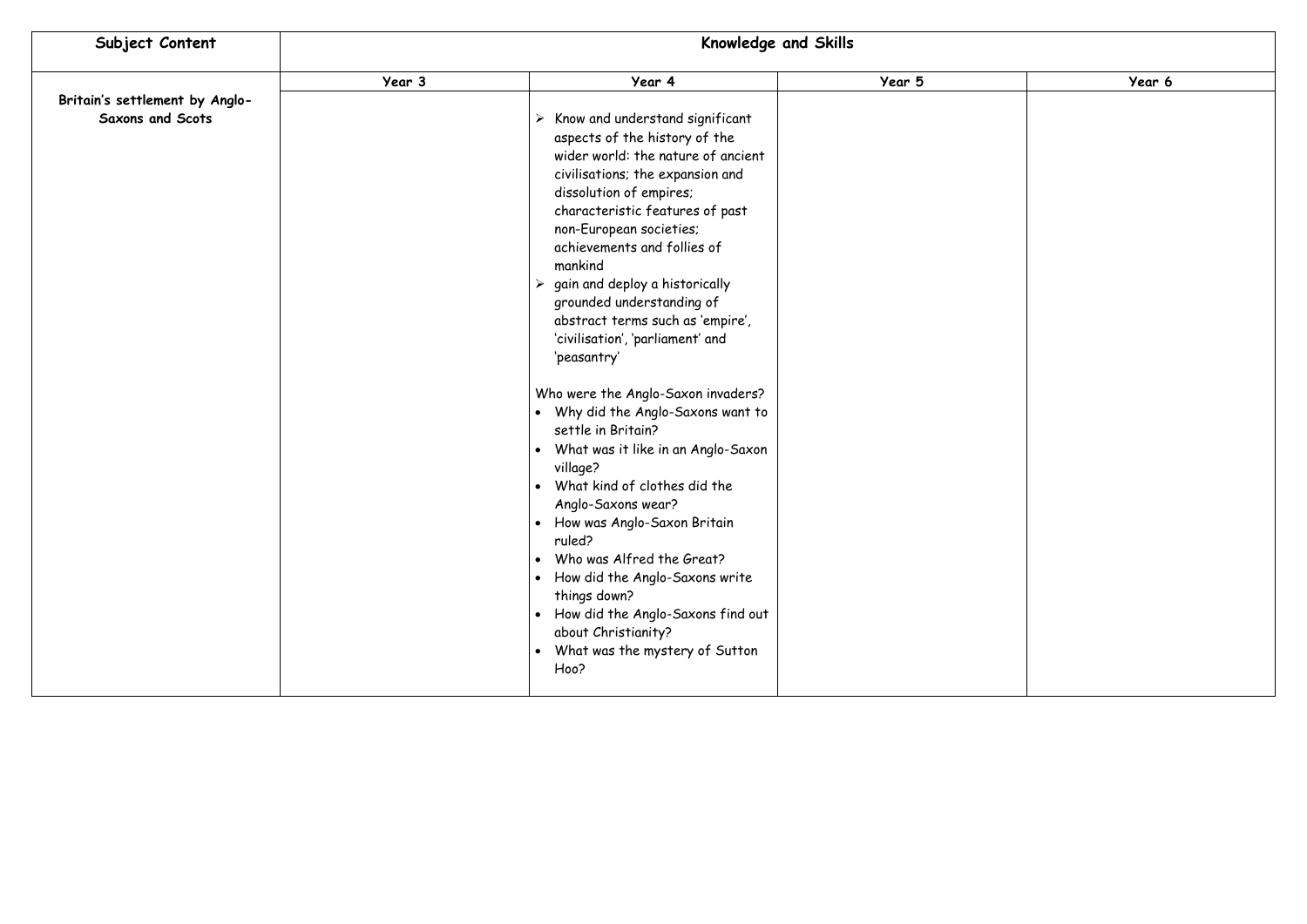| Subject Content | Knowledge and Skills | | | |
|---|---|---|---|---|
| | Year 3 | Year 4 | Year 5 | Year 6 |
| **Britain's settlement by Anglo-Saxons and Scots** | | ➢ Know and understand significant aspects of the history of the wider world: the nature of ancient civilisations; the expansion and dissolution of empires; characteristic features of past non-European societies; achievements and follies of mankind<br>➢ gain and deploy a historically grounded understanding of abstract terms such as 'empire', 'civilisation', 'parliament' and 'peasantry'<br><br>Who were the Anglo-Saxon invaders?<br>• Why did the Anglo-Saxons want to settle in Britain?<br>• What was it like in an Anglo-Saxon village?<br>• What kind of clothes did the Anglo-Saxons wear?<br>• How was Anglo-Saxon Britain ruled?<br>• Who was Alfred the Great?<br>• How did the Anglo-Saxons write things down?<br>• How did the Anglo-Saxons find out about Christianity?<br>• What was the mystery of Sutton Hoo? | | |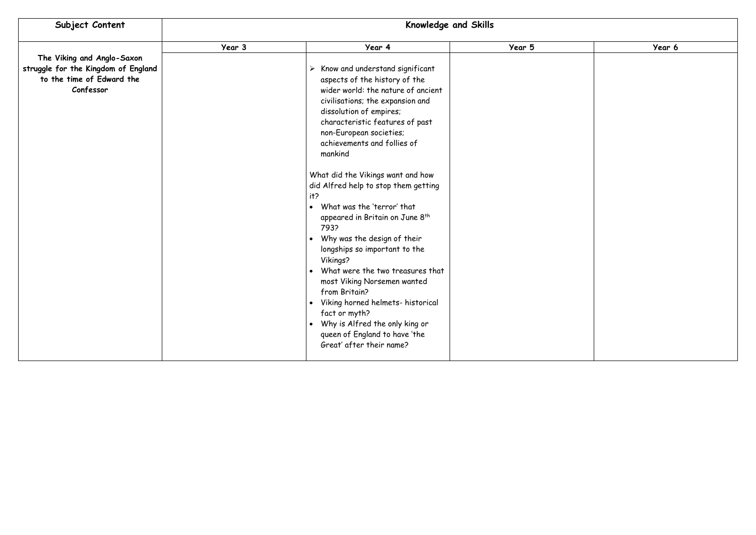| Subject Content | Knowledge and Skills | | | |
|---|---|---|---|---|
| | **Year 3** | **Year 4** | **Year 5** | **Year 6** |
| **The Viking and Anglo-Saxon struggle for the Kingdom of England to the time of Edward the Confessor** | | ➢ Know and understand significant aspects of the history of the wider world: the nature of ancient civilisations; the expansion and dissolution of empires; characteristic features of past non-European societies; achievements and follies of mankind<br><br>What did the Vikings want and how did Alfred help to stop them getting it?<br>• What was the 'terror' that appeared in Britain on June 8th 793?<br>• Why was the design of their longships so important to the Vikings?<br>• What were the two treasures that most Viking Norsemen wanted from Britain?<br>• Viking horned helmets- historical fact or myth?<br>• Why is Alfred the only king or queen of England to have 'the Great' after their name? | | |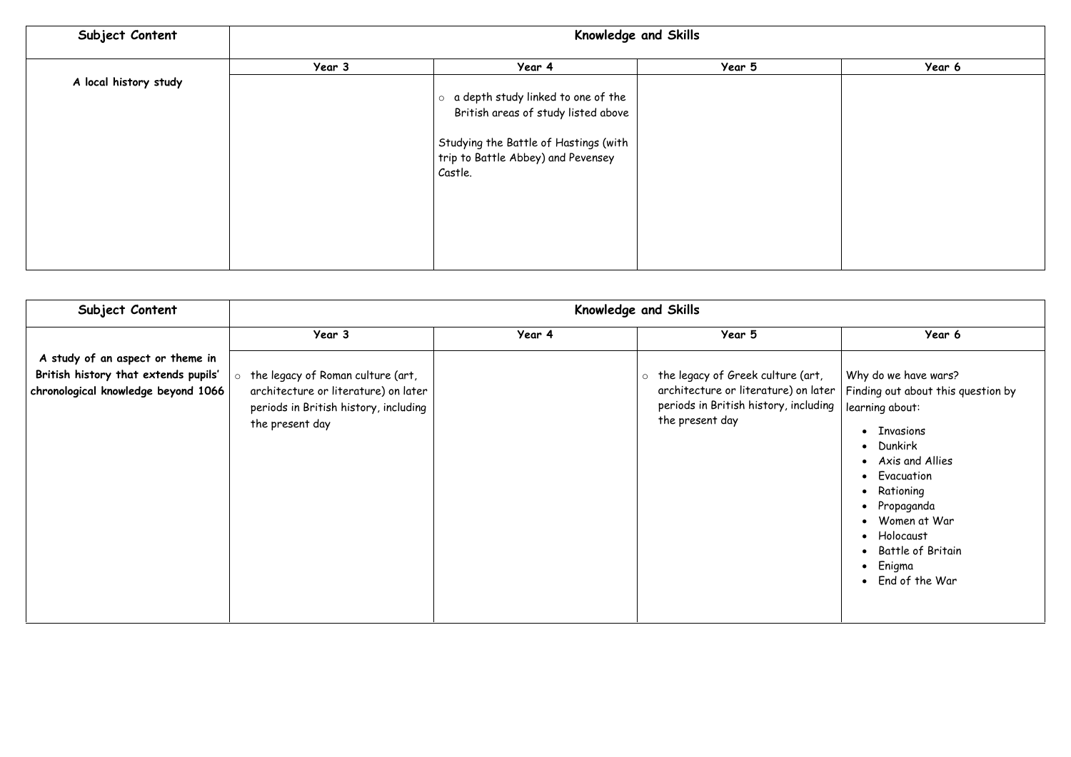| Subject Content | Knowledge and Skills | | | |
|---|---|---|---|---|
| | Year 3 | Year 4 | Year 5 | Year 6 |
| **A local history study** | | ○ a depth study linked to one of the British areas of study listed above<br><br>Studying the Battle of Hastings (with trip to Battle Abbey) and Pevensey Castle. | | |

| Subject Content | Knowledge and Skills | | | |
|---|---|---|---|---|
| | Year 3 | Year 4 | Year 5 | Year 6 |
| **A study of an aspect or theme in British history that extends pupils' chronological knowledge beyond 1066** | ○ the legacy of Roman culture (art, architecture or literature) on later periods in British history, including the present day | | ○ the legacy of Greek culture (art, architecture or literature) on later periods in British history, including the present day | Why do we have wars?<br>Finding out about this question by learning about:<br>• Invasions<br>• Dunkirk<br>• Axis and Allies<br>• Evacuation<br>• Rationing<br>• Propaganda<br>• Women at War<br>• Holocaust<br>• Battle of Britain<br>• Enigma<br>• End of the War |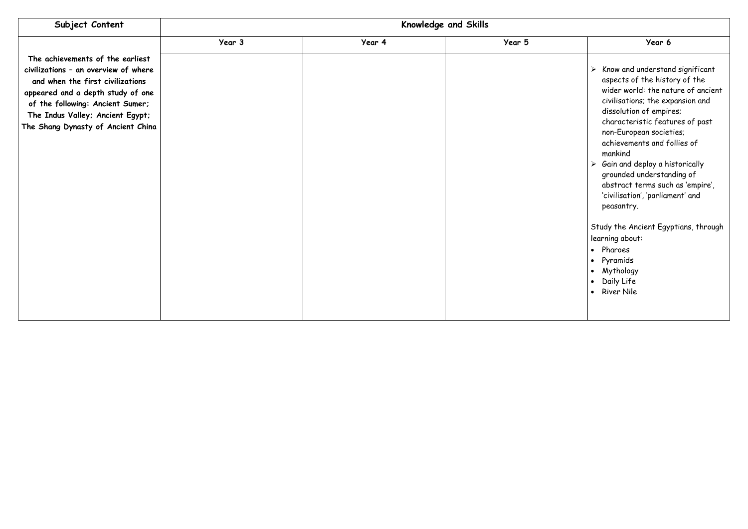| Subject Content | Knowledge and Skills | | | |
|---|---|---|---|---|
| | Year 3 | Year 4 | Year 5 | Year 6 |
| **The achievements of the earliest civilizations – an overview of where and when the first civilizations appeared and a depth study of one of the following: Ancient Sumer; The Indus Valley; Ancient Egypt; The Shang Dynasty of Ancient China** | | | | ➢ Know and understand significant aspects of the history of the wider world: the nature of ancient civilisations; the expansion and dissolution of empires; characteristic features of past non-European societies; achievements and follies of mankind<br>➢ Gain and deploy a historically grounded understanding of abstract terms such as 'empire', 'civilisation', 'parliament' and peasantry.<br><br>Study the Ancient Egyptians, through learning about:<br>• Pharoes<br>• Pyramids<br>• Mythology<br>• Daily Life<br>• River Nile |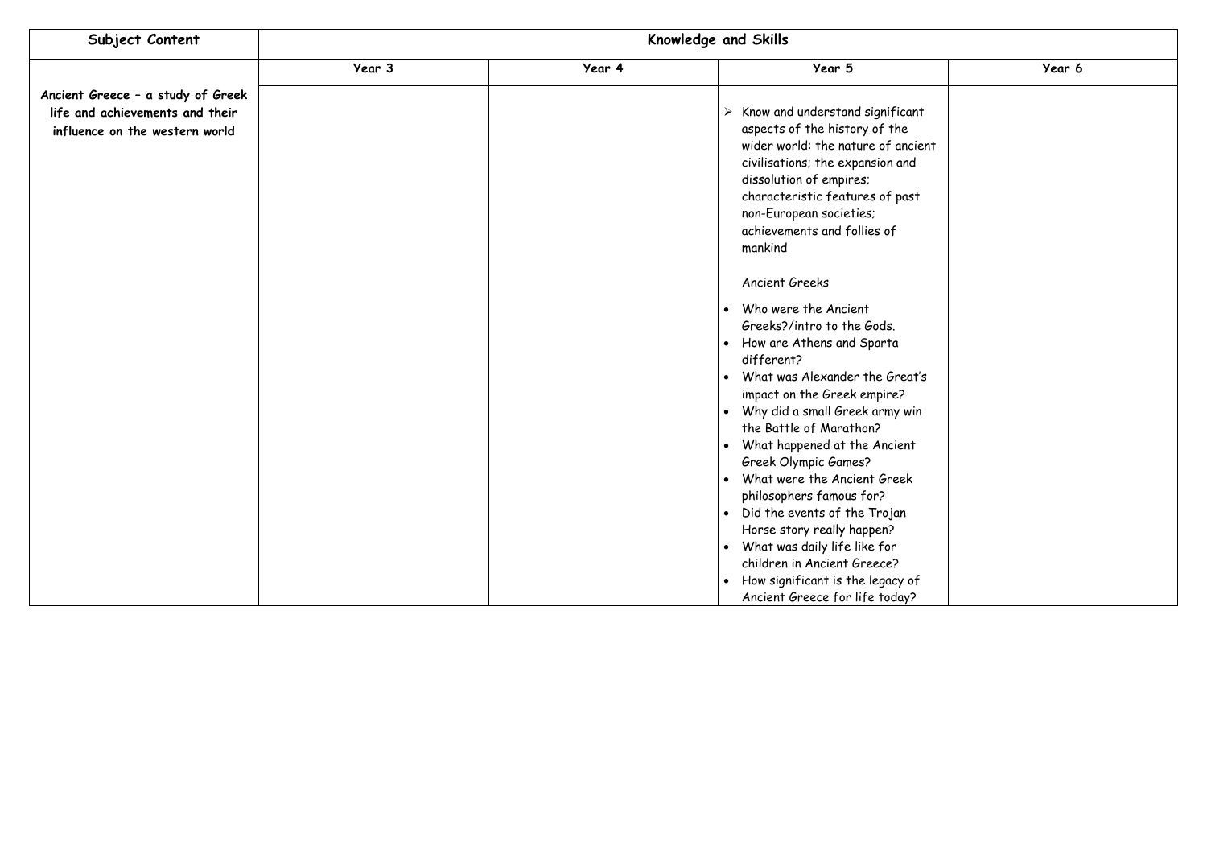| Subject Content | Knowledge and Skills | | | |
|---|---|---|---|---|
| | Year 3 | Year 4 | Year 5 | Year 6 |
| **Ancient Greece – a study of Greek life and achievements and their influence on the western world** | | | ➢ Know and understand significant aspects of the history of the wider world: the nature of ancient civilisations; the expansion and dissolution of empires; characteristic features of past non-European societies; achievements and follies of mankind<br><br>Ancient Greeks<br><br>• Who were the Ancient Greeks?/intro to the Gods.<br>• How are Athens and Sparta different?<br>• What was Alexander the Great's impact on the Greek empire?<br>• Why did a small Greek army win the Battle of Marathon?<br>• What happened at the Ancient Greek Olympic Games?<br>• What were the Ancient Greek philosophers famous for?<br>• Did the events of the Trojan Horse story really happen?<br>• What was daily life like for children in Ancient Greece?<br>• How significant is the legacy of Ancient Greece for life today? | |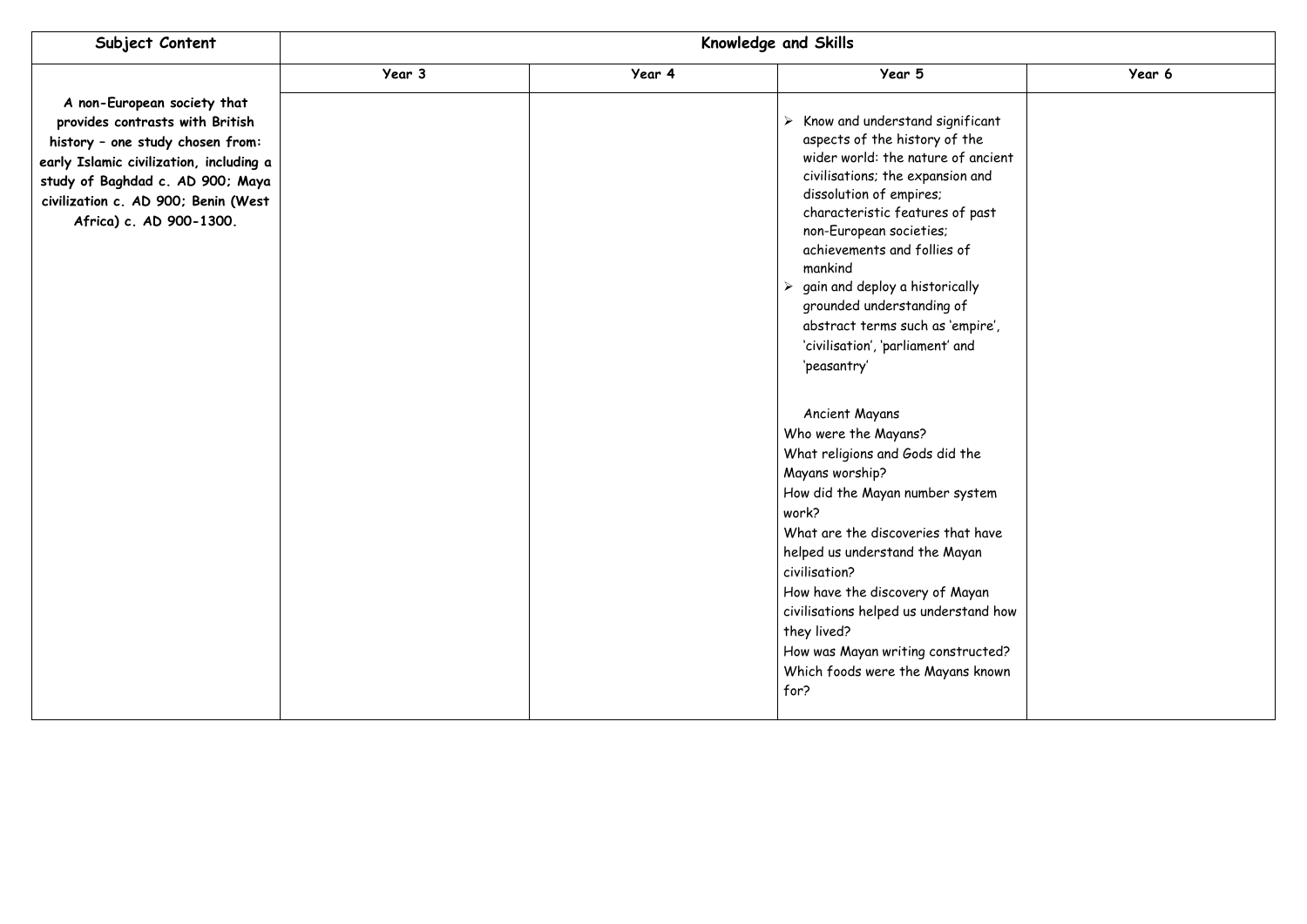| Subject Content | Knowledge and Skills | | | |
|---|---|---|---|---|
| | Year 3 | Year 4 | Year 5 | Year 6 |
| **A non-European society that provides contrasts with British history – one study chosen from: early Islamic civilization, including a study of Baghdad c. AD 900; Maya civilization c. AD 900; Benin (West Africa) c. AD 900-1300.** | | | ➢ Know and understand significant aspects of the history of the wider world: the nature of ancient civilisations; the expansion and dissolution of empires; characteristic features of past non-European societies; achievements and follies of mankind<br>➢ gain and deploy a historically grounded understanding of abstract terms such as 'empire', 'civilisation', 'parliament' and 'peasantry'<br><br>Ancient Mayans<br>Who were the Mayans?<br>What religions and Gods did the Mayans worship?<br>How did the Mayan number system work?<br>What are the discoveries that have helped us understand the Mayan civilisation?<br>How have the discovery of Mayan civilisations helped us understand how they lived?<br>How was Mayan writing constructed?<br>Which foods were the Mayans known for? | |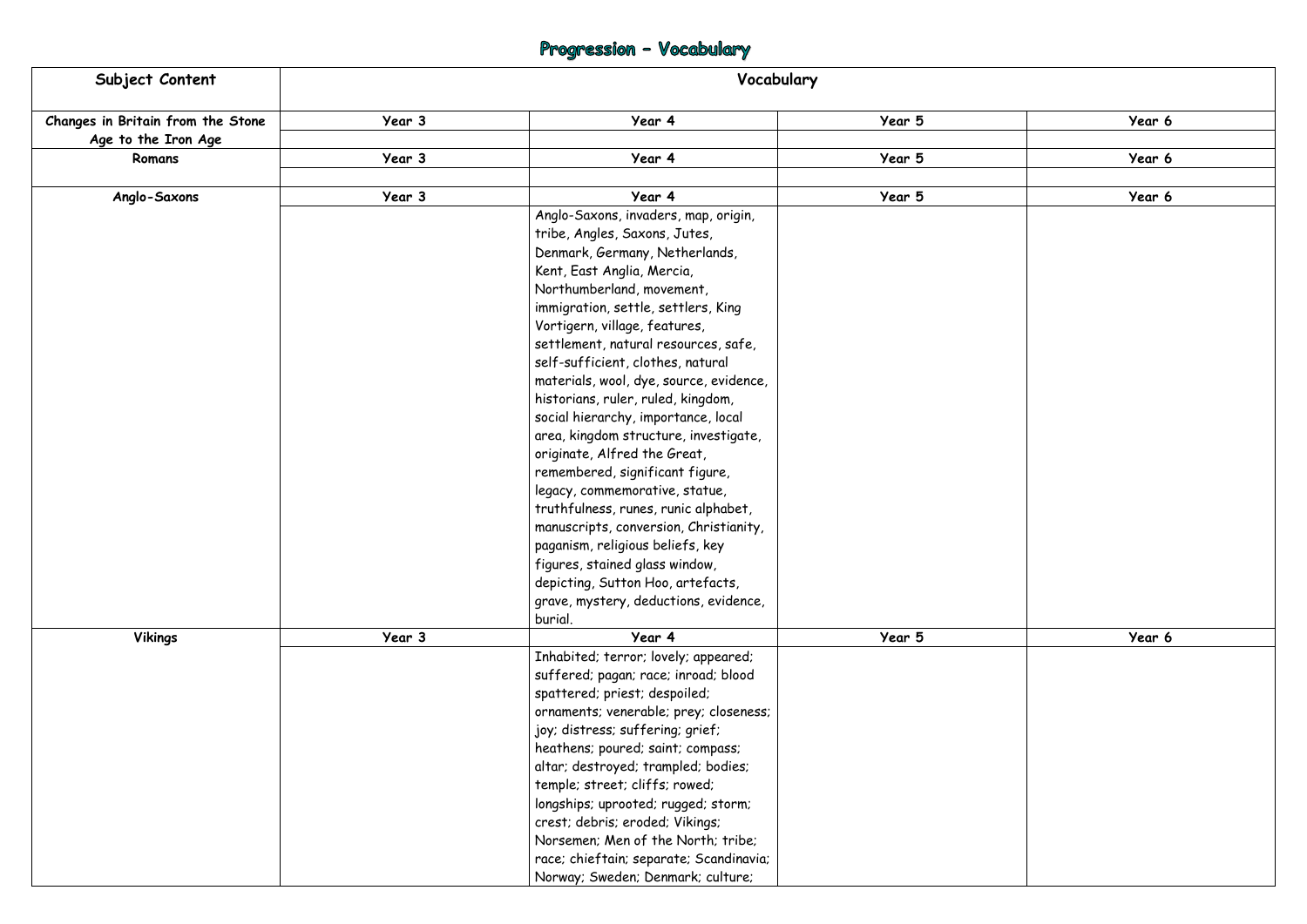# Progression – Vocabulary

| Subject Content | Vocabulary | | | |
|---|---|---|---|---|
| **Changes in Britain from the Stone Age to the Iron Age** | **Year 3** | **Year 4** | **Year 5** | **Year 6** |
| | | | | |
| **Romans** | **Year 3** | **Year 4** | **Year 5** | **Year 6** |
| | | | | |
| **Anglo-Saxons** | **Year 3** | **Year 4** | **Year 5** | **Year 6** |
| | | Anglo-Saxons, invaders, map, origin, tribe, Angles, Saxons, Jutes, Denmark, Germany, Netherlands, Kent, East Anglia, Mercia, Northumberland, movement, immigration, settle, settlers, King Vortigern, village, features, settlement, natural resources, safe, self-sufficient, clothes, natural materials, wool, dye, source, evidence, historians, ruler, ruled, kingdom, social hierarchy, importance, local area, kingdom structure, investigate, originate, Alfred the Great, remembered, significant figure, legacy, commemorative, statue, truthfulness, runes, runic alphabet, manuscripts, conversion, Christianity, paganism, religious beliefs, key figures, stained glass window, depicting, Sutton Hoo, artefacts, grave, mystery, deductions, evidence, burial. | | |
| **Vikings** | **Year 3** | **Year 4** | **Year 5** | **Year 6** |
| | | Inhabited; terror; lovely; appeared; suffered; pagan; race; inroad; blood spattered; priest; despoiled; ornaments; venerable; prey; closeness; joy; distress; suffering; grief; heathens; poured; saint; compass; altar; destroyed; trampled; bodies; temple; street; cliffs; rowed; longships; uprooted; rugged; storm; crest; debris; eroded; Vikings; Norsemen; Men of the North; tribe; race; chieftain; separate; Scandinavia; Norway; Sweden; Denmark; culture; | | |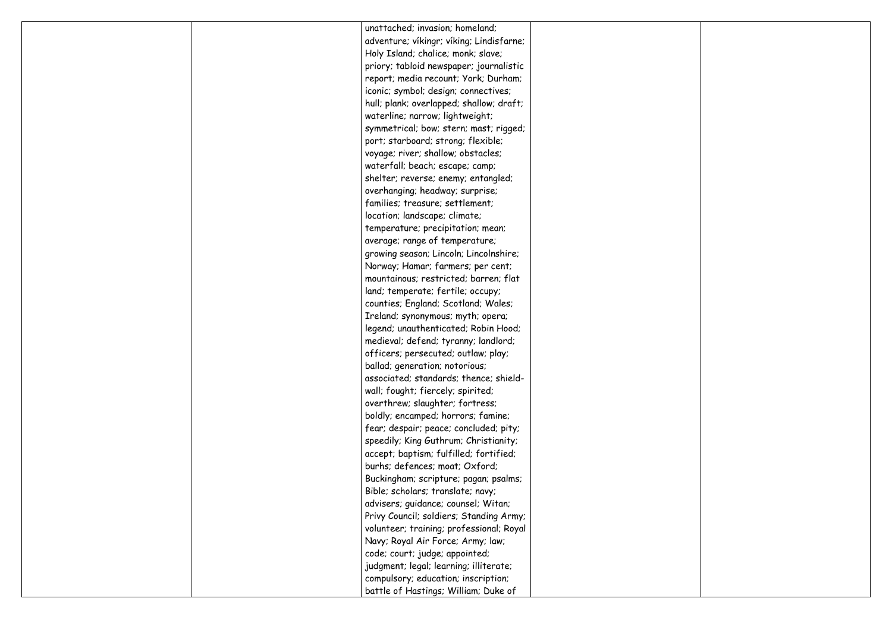|  |  |  |  |  |
|---|---|---|---|---|
|  |  | unattached; invasion; homeland; adventure; víkingr; víking; Lindisfarne; Holy Island; chalice; monk; slave; priory; tabloid newspaper; journalistic report; media recount; York; Durham; iconic; symbol; design; connectives; hull; plank; overlapped; shallow; draft; waterline; narrow; lightweight; symmetrical; bow; stern; mast; rigged; port; starboard; strong; flexible; voyage; river; shallow; obstacles; waterfall; beach; escape; camp; shelter; reverse; enemy; entangled; overhanging; headway; surprise; families; treasure; settlement; location; landscape; climate; temperature; precipitation; mean; average; range of temperature; growing season; Lincoln; Lincolnshire; Norway; Hamar; farmers; per cent; mountainous; restricted; barren; flat land; temperate; fertile; occupy; counties; England; Scotland; Wales; Ireland; synonymous; myth; opera; legend; unauthenticated; Robin Hood; medieval; defend; tyranny; landlord; officers; persecuted; outlaw; play; ballad; generation; notorious; associated; standards; thence; shield-wall; fought; fiercely; spirited; overthrew; slaughter; fortress; boldly; encamped; horrors; famine; fear; despair; peace; concluded; pity; speedily; King Guthrum; Christianity; accept; baptism; fulfilled; fortified; burhs; defences; moat; Oxford; Buckingham; scripture; pagan; psalms; Bible; scholars; translate; navy; advisers; guidance; counsel; Witan; Privy Council; soldiers; Standing Army; volunteer; training; professional; Royal Navy; Royal Air Force; Army; law; code; court; judge; appointed; judgment; legal; learning; illiterate; compulsory; education; inscription; battle of Hastings; William; Duke of |  |  |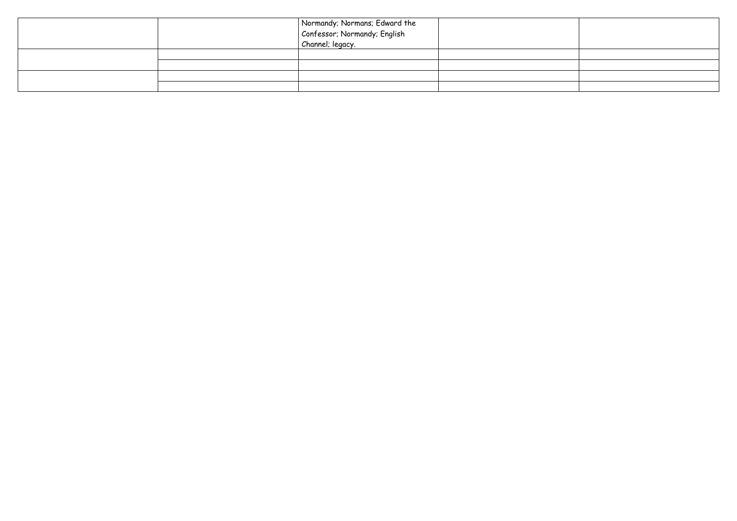| | | Normandy; Normans; Edward the Confessor; Normandy; English Channel; legacy. | | |
|---|---|---|---|---|
| | | | | |
| | | | | |
| | | | | |
| | | | | |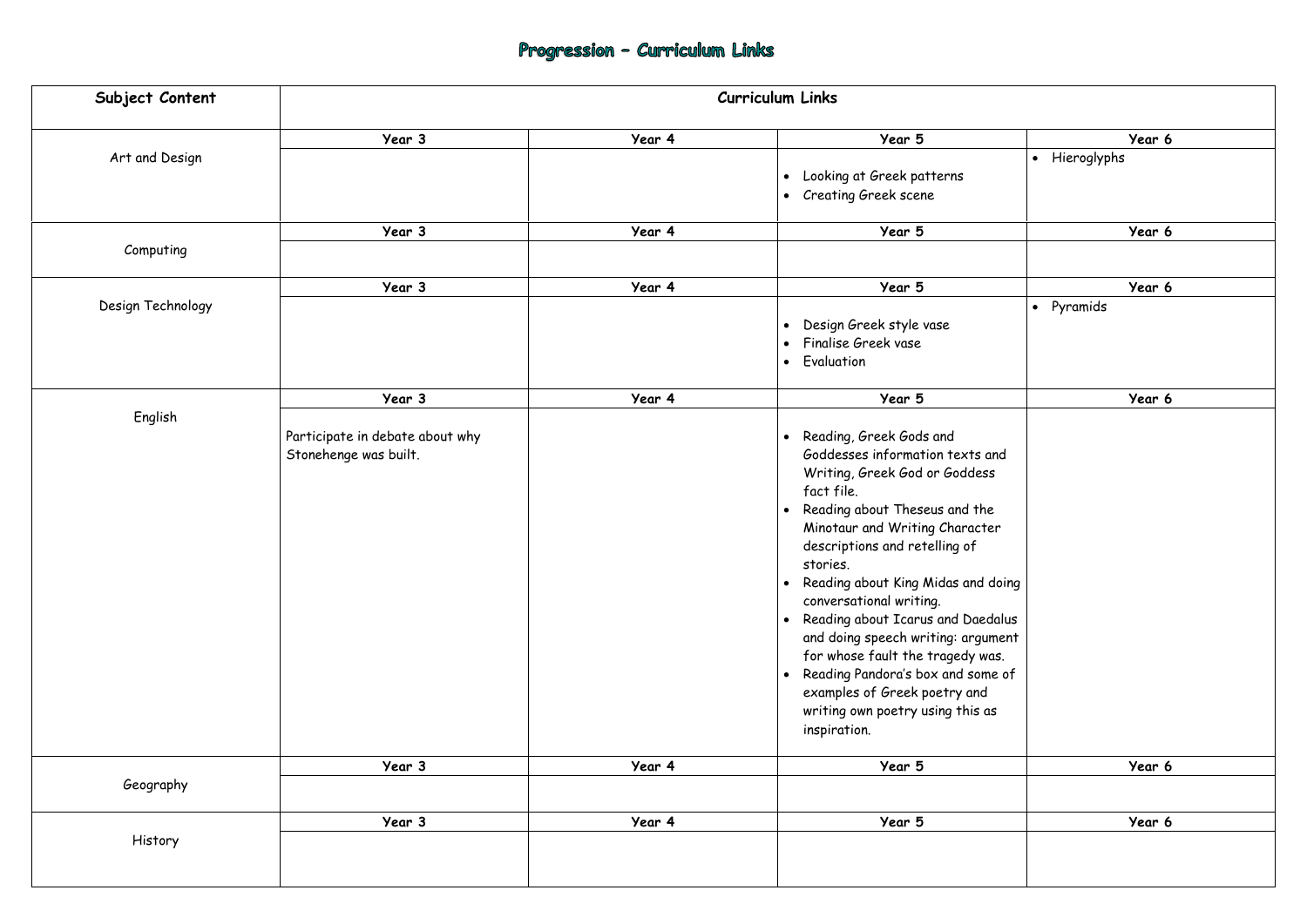# Progression – Curriculum Links

| Subject Content | Curriculum Links | | | |
|---|---|---|---|---|
| | Year 3 | Year 4 | Year 5 | Year 6 |
| Art and Design | | | • Looking at Greek patterns<br>• Creating Greek scene | • Hieroglyphs |
| | Year 3 | Year 4 | Year 5 | Year 6 |
| Computing | | | | |
| | Year 3 | Year 4 | Year 5 | Year 6 |
| Design Technology | | | • Design Greek style vase<br>• Finalise Greek vase<br>• Evaluation | • Pyramids |
| | Year 3 | Year 4 | Year 5 | Year 6 |
| English | Participate in debate about why Stonehenge was built. | | • Reading, Greek Gods and Goddesses information texts and Writing, Greek God or Goddess fact file.<br>• Reading about Theseus and the Minotaur and Writing Character descriptions and retelling of stories.<br>• Reading about King Midas and doing conversational writing.<br>• Reading about Icarus and Daedalus and doing speech writing: argument for whose fault the tragedy was.<br>• Reading Pandora's box and some of examples of Greek poetry and writing own poetry using this as inspiration. | |
| | Year 3 | Year 4 | Year 5 | Year 6 |
| Geography | | | | |
| | Year 3 | Year 4 | Year 5 | Year 6 |
| History | | | | |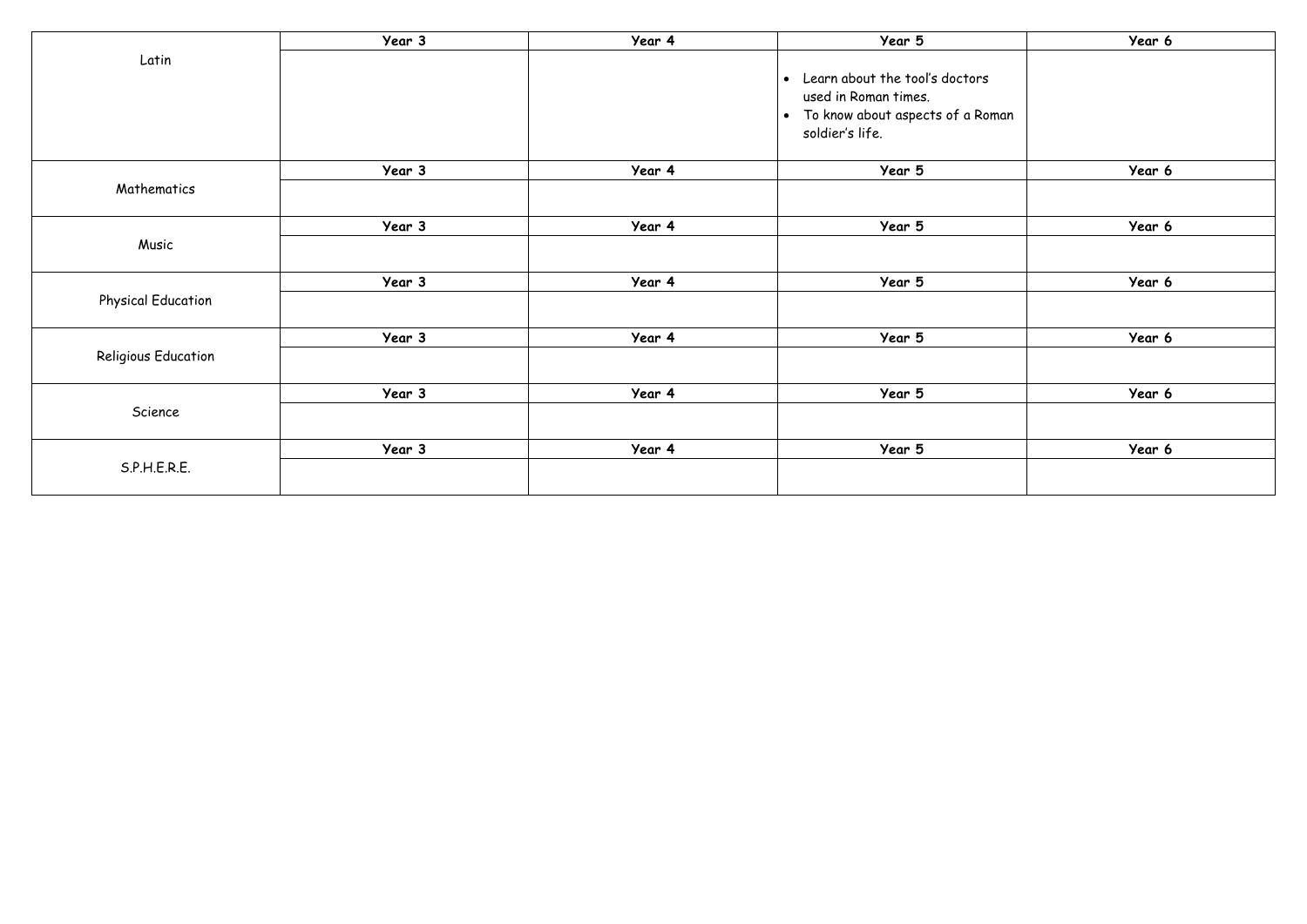| | Year 3 | Year 4 | Year 5 | Year 6 |
|---|---|---|---|---|
| Latin | | | • Learn about the tool's doctors used in Roman times.<br>• To know about aspects of a Roman soldier's life. | |
| | **Year 3** | **Year 4** | **Year 5** | **Year 6** |
| Mathematics | | | | |
| | **Year 3** | **Year 4** | **Year 5** | **Year 6** |
| Music | | | | |
| | **Year 3** | **Year 4** | **Year 5** | **Year 6** |
| Physical Education | | | | |
| | **Year 3** | **Year 4** | **Year 5** | **Year 6** |
| Religious Education | | | | |
| | **Year 3** | **Year 4** | **Year 5** | **Year 6** |
| Science | | | | |
| | **Year 3** | **Year 4** | **Year 5** | **Year 6** |
| S.P.H.E.R.E. | | | | |